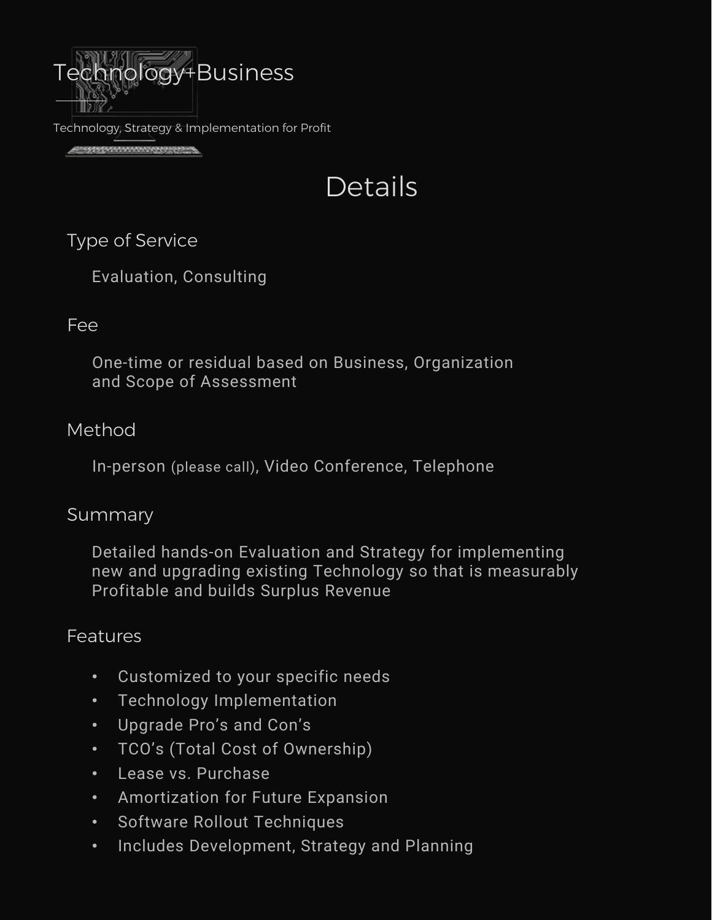Technology+Business

Technology, Strategy & Implementation for Profit

# Details

## Type of Service

Evaluation, Consulting

## Fee

One-time or residual based on Business, Organization and Scope of Assessment

## Method

In-person (please call), Video Conference, Telephone

## Summary

Detailed hands-on Evaluation and Strategy for implementing new and upgrading existing Technology so that is measurably Profitable and builds Surplus Revenue

## Features

- Customized to your specific needs
- Technology Implementation
- Upgrade Pro's and Con's
- TCO's (Total Cost of Ownership)
- Lease vs. Purchase
- Amortization for Future Expansion
- Software Rollout Techniques
- Includes Development, Strategy and Planning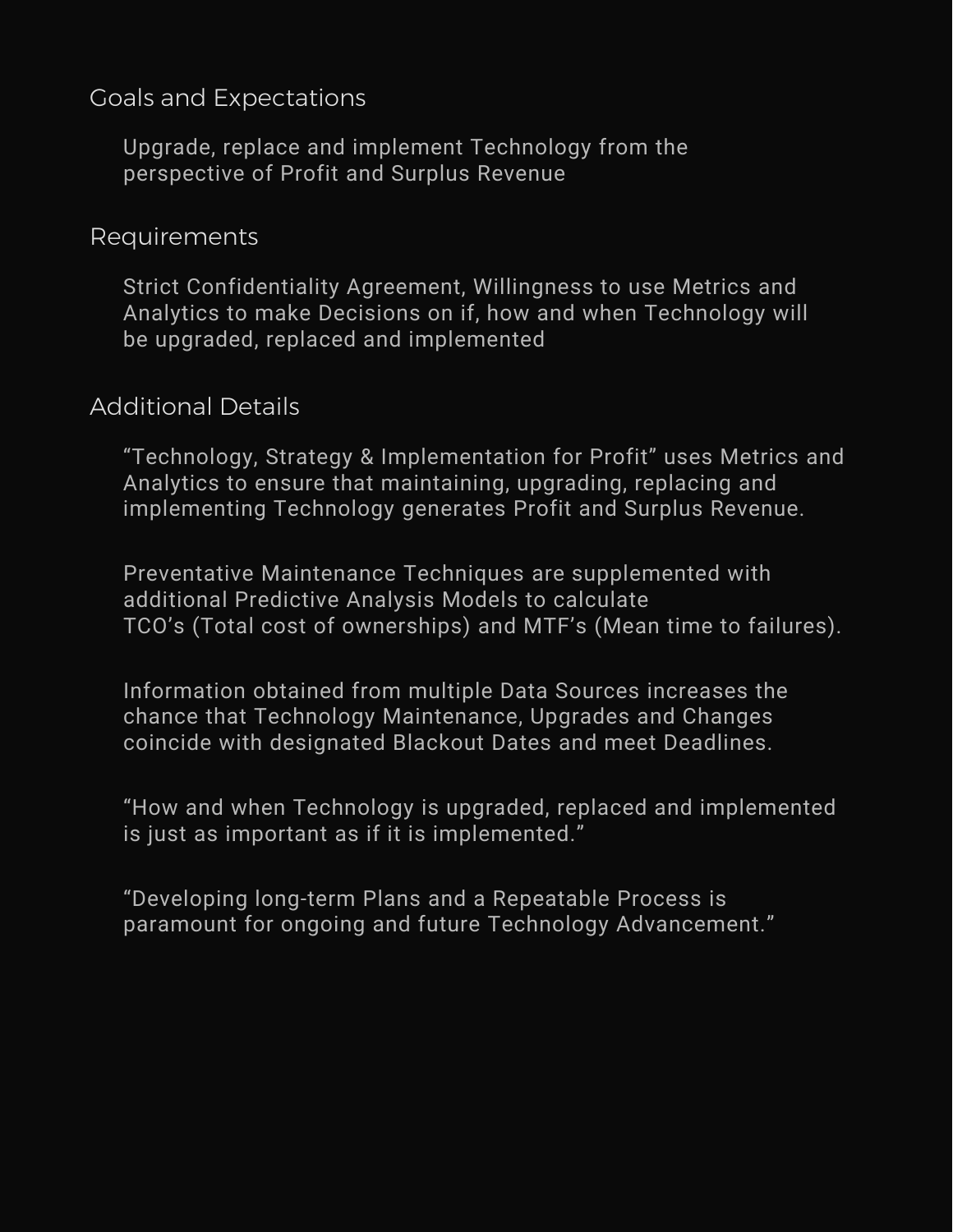## Goals and Expectations

Upgrade, replace and implement Technology from the perspective of Profit and Surplus Revenue

## Requirements

Strict Confidentiality Agreement, Willingness to use Metrics and Analytics to make Decisions on if, how and when Technology will be upgraded, replaced and implemented

## Additional Details

“Technology, Strategy & Implementation for Profit” uses Metrics and Analytics to ensure that maintaining, upgrading, replacing and implementing Technology generates Profit and Surplus Revenue.

Preventative Maintenance Techniques are supplemented with additional Predictive Analysis Models to calculate TCO’s (Total cost of ownerships) and MTF’s (Mean time to failures).

Information obtained from multiple Data Sources increases the chance that Technology Maintenance, Upgrades and Changes coincide with designated Blackout Dates and meet Deadlines.

“How and when Technology is upgraded, replaced and implemented is just as important as if it is implemented.”

“Developing long-term Plans and a Repeatable Process is paramount for ongoing and future Technology Advancement.”